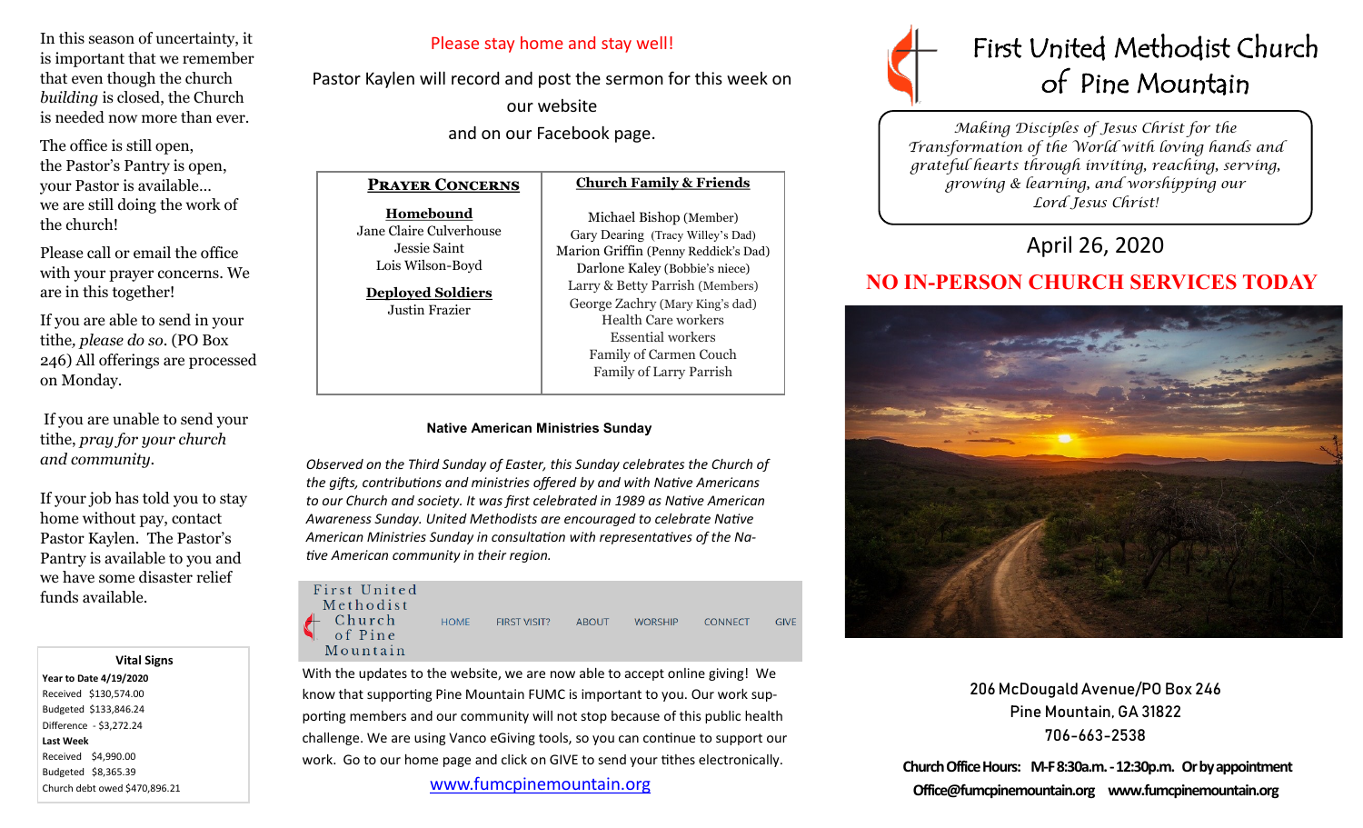In this season of uncertainty, it is important that we remember that even though the church *building* is closed, the Church is needed now more than ever.

The office is still open,
the Pastor's Pantry is open,
your Pastor is available…
we are still doing the work of the church!

Please call or email the office with your prayer concerns. We are in this together!

If you are able to send in your tithe, *please do so*. (PO Box 246) All offerings are processed on Monday.

If you are unable to send your tithe, *pray for your church and community*.

If your job has told you to stay home without pay, contact Pastor Kaylen. The Pastor's Pantry is available to you and we have some disaster relief funds available.

**Vital Signs**

**Year to Date 4/19/2020**
Received $130,574.00
Budgeted $133,846.24
Difference - $3,272.24

**Last Week**
Received $4,990.00
Budgeted $8,365.39

Church debt owed $470,896.21

Please stay home and stay well!

Pastor Kaylen will record and post the sermon for this week on our website
and on our Facebook page.

| **PRAYER CONCERNS** | **Church Family & Friends** |
|---|---|
| **Homebound**<br>Jane Claire Culverhouse<br>Jessie Saint<br>Lois Wilson-Boyd<br><br>**Deployed Soldiers**<br>Justin Frazier | Michael Bishop (Member)<br>Gary Dearing (Tracy Willey's Dad)<br>Marion Griffin (Penny Reddick's Dad)<br>Darlone Kaley (Bobbie's niece)<br>Larry & Betty Parrish (Members)<br>George Zachry (Mary King's dad)<br>Health Care workers<br>Essential workers<br>Family of Carmen Couch<br>Family of Larry Parrish |

**Native American Ministries Sunday**

*Observed on the Third Sunday of Easter, this Sunday celebrates the Church of the gifts, contributions and ministries offered by and with Native Americans to our Church and society. It was first celebrated in 1989 as Native American Awareness Sunday. United Methodists are encouraged to celebrate Native American Ministries Sunday in consultation with representatives of the Native American community in their region.*

First United Methodist Church of Pine Mountain — HOME | FIRST VISIT? | ABOUT | WORSHIP | CONNECT | GIVE

With the updates to the website, we are now able to accept online giving! We know that supporting Pine Mountain FUMC is important to you. Our work supporting members and our community will not stop because of this public health challenge. We are using Vanco eGiving tools, so you can continue to support our work. Go to our home page and click on GIVE to send your tithes electronically.

www.fumcpinemountain.org

# First United Methodist Church of Pine Mountain

*Making Disciples of Jesus Christ for the Transformation of the World with loving hands and grateful hearts through inviting, reaching, serving, growing & learning, and worshipping our Lord Jesus Christ!*

## April 26, 2020

## NO IN-PERSON CHURCH SERVICES TODAY

206 McDougald Avenue/PO Box 246
Pine Mountain, GA 31822
706-663-2538

**Church Office Hours: M-F 8:30a.m. - 12:30p.m. Or by appointment**
**Office@fumcpinemountain.org www.fumcpinemountain.org**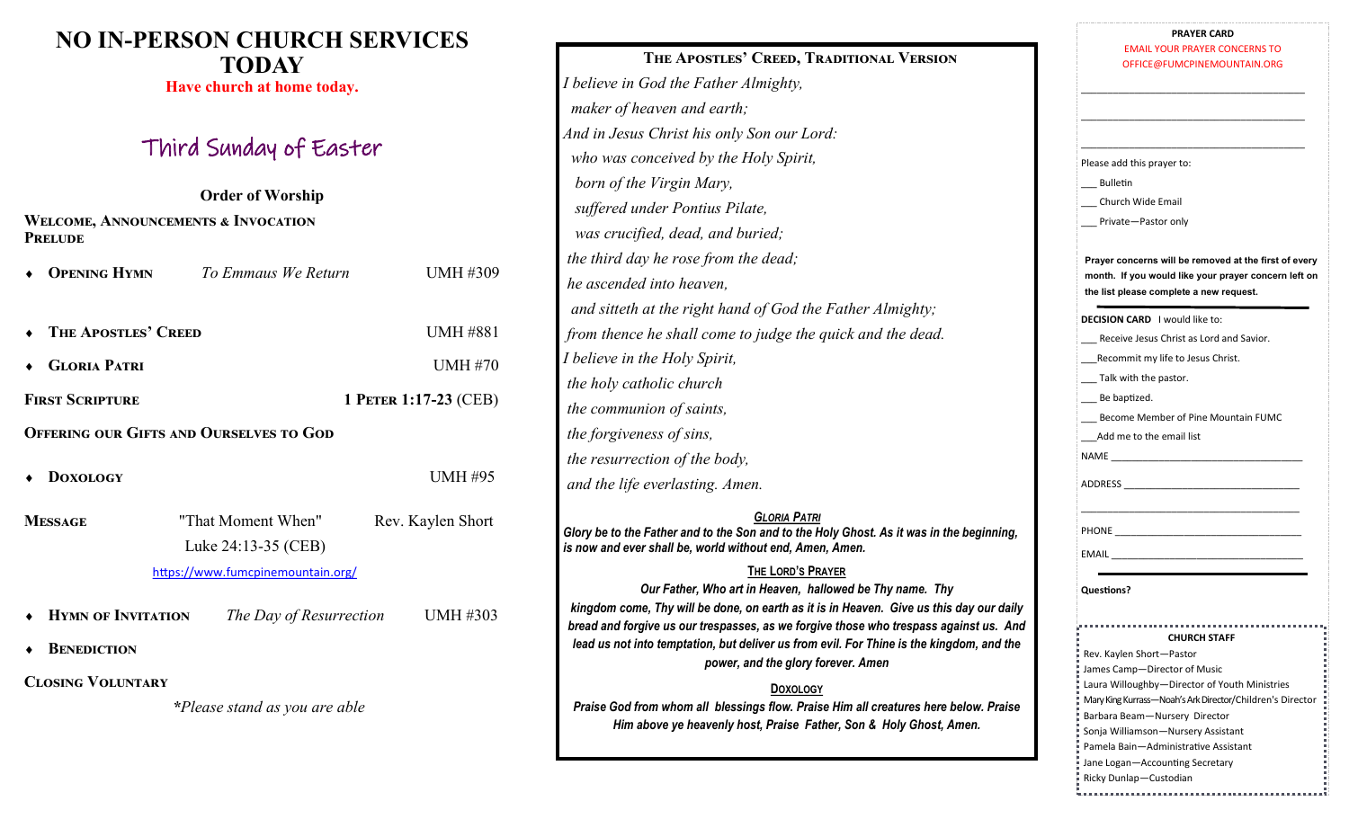# NO IN-PERSON CHURCH SERVICES TODAY

**Have church at home today.**

## Third Sunday of Easter

### Order of Worship

**Welcome, Announcements & Invocation**

**Prelude**

- **Opening Hymn** *To Emmaus We Return* UMH #309
- **The Apostles' Creed** UMH #881
- **Gloria Patri** UMH #70

**First Scripture** **1 Peter 1:17-23** (CEB)

**Offering our Gifts and Ourselves to God**

- **Doxology** UMH #95

**Message** "That Moment When" Rev. Kaylen Short
Luke 24:13-35 (CEB)

https://www.fumcpinemountain.org/

- **Hymn of Invitation** *The Day of Resurrection* UMH #303
- **Benediction**

**Closing Voluntary**

*\*Please stand as you are able*

---

### The Apostles' Creed, Traditional Version

*I believe in God the Father Almighty,*
*maker of heaven and earth;*
*And in Jesus Christ his only Son our Lord:*
*who was conceived by the Holy Spirit,*
*born of the Virgin Mary,*
*suffered under Pontius Pilate,*
*was crucified, dead, and buried;*
*the third day he rose from the dead;*
*he ascended into heaven,*
*and sitteth at the right hand of God the Father Almighty;*
*from thence he shall come to judge the quick and the dead.*
*I believe in the Holy Spirit,*
*the holy catholic church*
*the communion of saints,*
*the forgiveness of sins,*
*the resurrection of the body,*
*and the life everlasting. Amen.*

**Gloria Patri**

***Glory be to the Father and to the Son and to the Holy Ghost. As it was in the beginning, is now and ever shall be, world without end, Amen, Amen.***

**The Lord's Prayer**

***Our Father, Who art in Heaven, hallowed be Thy name. Thy kingdom come, Thy will be done, on earth as it is in Heaven. Give us this day our daily bread and forgive us our trespasses, as we forgive those who trespass against us. And lead us not into temptation, but deliver us from evil. For Thine is the kingdom, and the power, and the glory forever. Amen***

**Doxology**

***Praise God from whom all blessings flow. Praise Him all creatures here below. Praise Him above ye heavenly host, Praise Father, Son & Holy Ghost, Amen.***

---

**PRAYER CARD**

EMAIL YOUR PRAYER CONCERNS TO OFFICE@FUMCPINEMOUNTAIN.ORG

\_\_\_\_\_\_\_\_\_\_\_\_\_\_\_\_\_\_\_\_\_\_\_\_\_\_\_\_\_\_\_\_\_\_\_\_

\_\_\_\_\_\_\_\_\_\_\_\_\_\_\_\_\_\_\_\_\_\_\_\_\_\_\_\_\_\_\_\_\_\_\_\_

\_\_\_\_\_\_\_\_\_\_\_\_\_\_\_\_\_\_\_\_\_\_\_\_\_\_\_\_\_\_\_\_\_\_\_\_

Please add this prayer to:

\_\_\_ Bulletin
\_\_\_ Church Wide Email
\_\_\_ Private—Pastor only

**Prayer concerns will be removed at the first of every month. If you would like your prayer concern left on the list please complete a new request.**

**DECISION CARD** I would like to:

\_\_\_ Receive Jesus Christ as Lord and Savior.
\_\_\_Recommit my life to Jesus Christ.
\_\_\_ Talk with the pastor.
\_\_\_ Be baptized.
\_\_\_ Become Member of Pine Mountain FUMC
\_\_\_Add me to the email list

NAME \_\_\_\_\_\_\_\_\_\_\_\_\_\_\_\_\_\_\_\_\_\_\_\_\_\_\_\_\_\_

ADDRESS \_\_\_\_\_\_\_\_\_\_\_\_\_\_\_\_\_\_\_\_\_\_\_\_\_\_\_\_

\_\_\_\_\_\_\_\_\_\_\_\_\_\_\_\_\_\_\_\_\_\_\_\_\_\_\_\_\_\_\_\_\_\_\_\_

PHONE \_\_\_\_\_\_\_\_\_\_\_\_\_\_\_\_\_\_\_\_\_\_\_\_\_\_\_\_\_

EMAIL \_\_\_\_\_\_\_\_\_\_\_\_\_\_\_\_\_\_\_\_\_\_\_\_\_\_\_\_\_

**Questions?**

**CHURCH STAFF**

Rev. Kaylen Short—Pastor
James Camp—Director of Music
Laura Willoughby—Director of Youth Ministries
Mary King Kurrass—Noah's Ark Director/Children's Director
Barbara Beam—Nursery Director
Sonja Williamson—Nursery Assistant
Pamela Bain—Administrative Assistant
Jane Logan—Accounting Secretary
Ricky Dunlap—Custodian